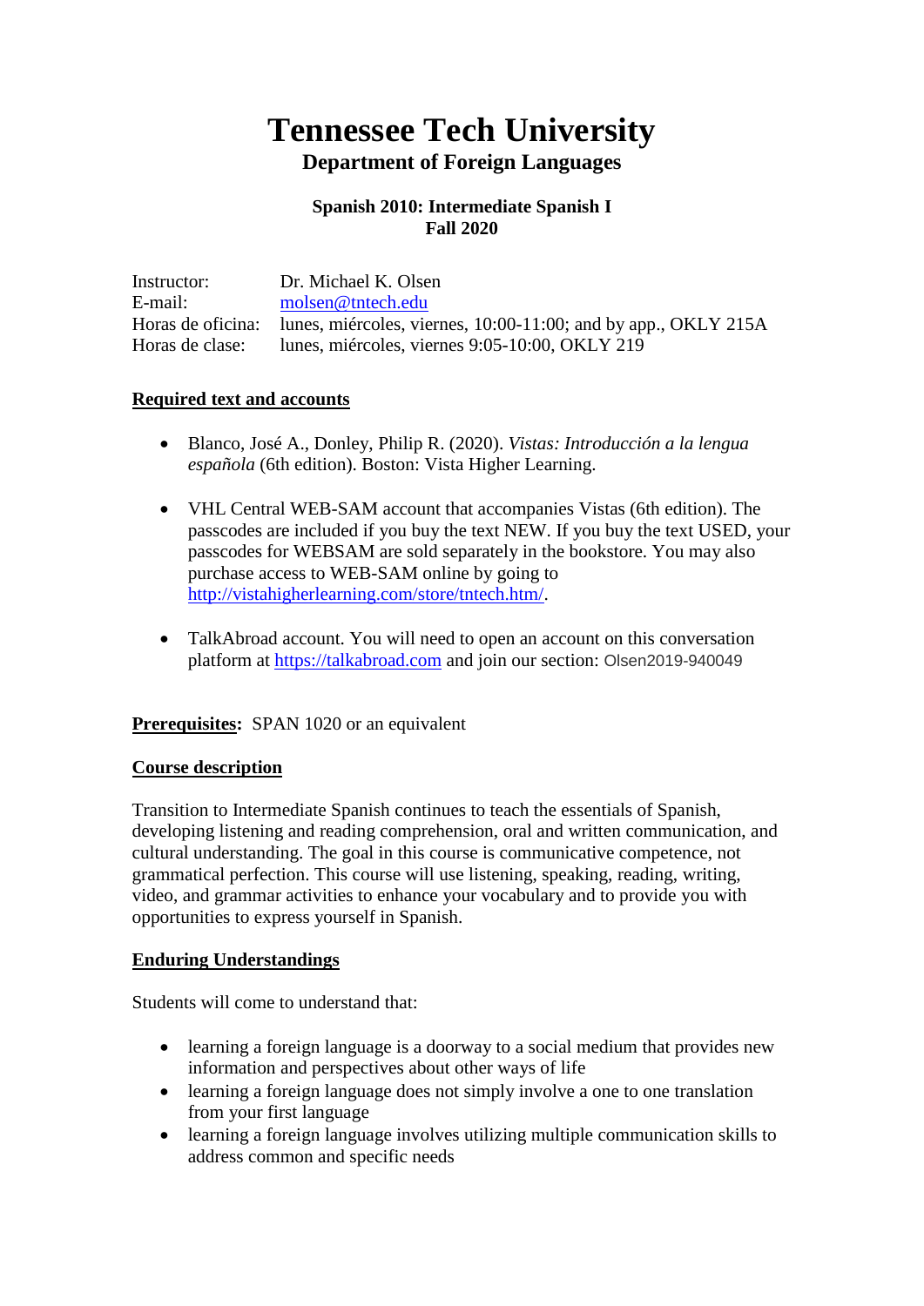# Tennessee Tech University

## Department of Foreign Languages

### Spanish 2010: Intermediate Spanish I
### Fall 2020

| | |
|---|---|
| Instructor: | Dr. Michael K. Olsen |
| E-mail: | molsen@tntech.edu |
| Horas de oficina: | lunes, miércoles, viernes, 10:00-11:00; and by app., OKLY 215A |
| Horas de clase: | lunes, miércoles, viernes 9:05-10:00, OKLY 219 |

**Required text and accounts**

- Blanco, José A., Donley, Philip R. (2020). *Vistas: Introducción a la lengua española* (6th edition). Boston: Vista Higher Learning.

- VHL Central WEB-SAM account that accompanies Vistas (6th edition). The passcodes are included if you buy the text NEW. If you buy the text USED, your passcodes for WEBSAM are sold separately in the bookstore. You may also purchase access to WEB-SAM online by going to http://vistahigherlearning.com/store/tntech.htm/.

- TalkAbroad account. You will need to open an account on this conversation platform at https://talkabroad.com and join our section: Olsen2019-940049

**Prerequisites:** SPAN 1020 or an equivalent

**Course description**

Transition to Intermediate Spanish continues to teach the essentials of Spanish, developing listening and reading comprehension, oral and written communication, and cultural understanding. The goal in this course is communicative competence, not grammatical perfection. This course will use listening, speaking, reading, writing, video, and grammar activities to enhance your vocabulary and to provide you with opportunities to express yourself in Spanish.

**Enduring Understandings**

Students will come to understand that:

- learning a foreign language is a doorway to a social medium that provides new information and perspectives about other ways of life
- learning a foreign language does not simply involve a one to one translation from your first language
- learning a foreign language involves utilizing multiple communication skills to address common and specific needs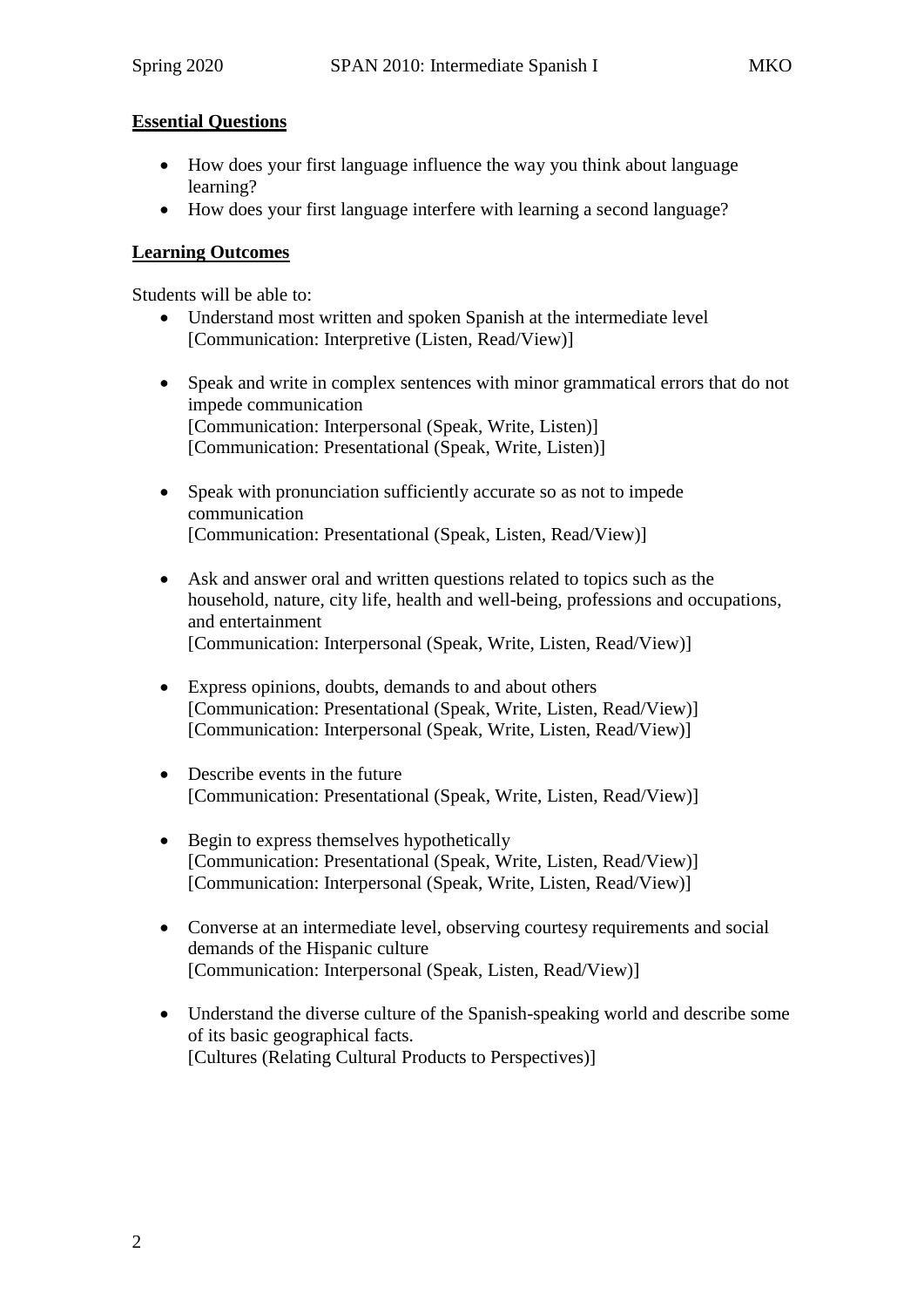**Essential Questions**

- How does your first language influence the way you think about language learning?
- How does your first language interfere with learning a second language?

**Learning Outcomes**

Students will be able to:

- Understand most written and spoken Spanish at the intermediate level
  [Communication: Interpretive (Listen, Read/View)]

- Speak and write in complex sentences with minor grammatical errors that do not impede communication
  [Communication: Interpersonal (Speak, Write, Listen)]
  [Communication: Presentational (Speak, Write, Listen)]

- Speak with pronunciation sufficiently accurate so as not to impede communication
  [Communication: Presentational (Speak, Listen, Read/View)]

- Ask and answer oral and written questions related to topics such as the household, nature, city life, health and well-being, professions and occupations, and entertainment
  [Communication: Interpersonal (Speak, Write, Listen, Read/View)]

- Express opinions, doubts, demands to and about others
  [Communication: Presentational (Speak, Write, Listen, Read/View)]
  [Communication: Interpersonal (Speak, Write, Listen, Read/View)]

- Describe events in the future
  [Communication: Presentational (Speak, Write, Listen, Read/View)]

- Begin to express themselves hypothetically
  [Communication: Presentational (Speak, Write, Listen, Read/View)]
  [Communication: Interpersonal (Speak, Write, Listen, Read/View)]

- Converse at an intermediate level, observing courtesy requirements and social demands of the Hispanic culture
  [Communication: Interpersonal (Speak, Listen, Read/View)]

- Understand the diverse culture of the Spanish-speaking world and describe some of its basic geographical facts.
  [Cultures (Relating Cultural Products to Perspectives)]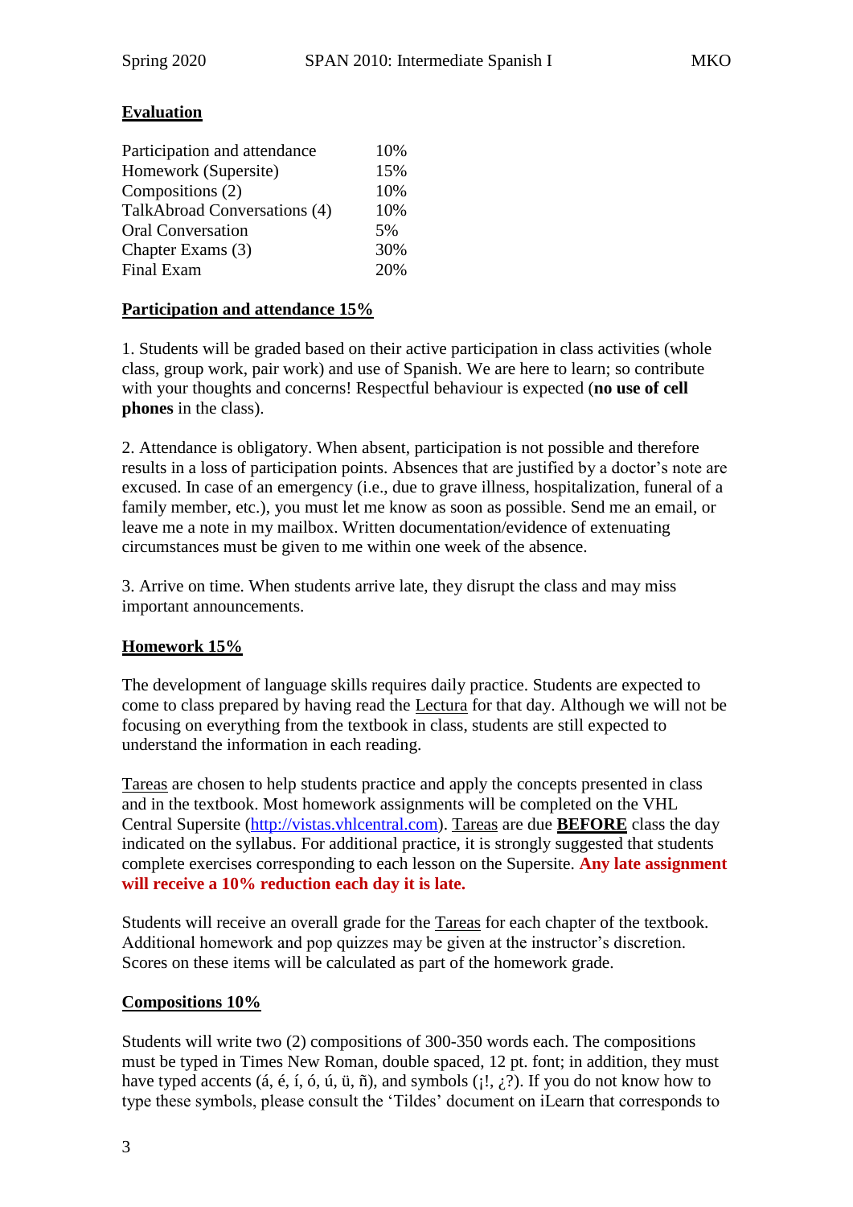## Evaluation

| | |
|---|---|
| Participation and attendance | 10% |
| Homework (Supersite) | 15% |
| Compositions (2) | 10% |
| TalkAbroad Conversations (4) | 10% |
| Oral Conversation | 5% |
| Chapter Exams (3) | 30% |
| Final Exam | 20% |

## Participation and attendance 15%

1. Students will be graded based on their active participation in class activities (whole class, group work, pair work) and use of Spanish. We are here to learn; so contribute with your thoughts and concerns! Respectful behaviour is expected (**no use of cell phones** in the class).

2. Attendance is obligatory. When absent, participation is not possible and therefore results in a loss of participation points. Absences that are justified by a doctor's note are excused. In case of an emergency (i.e., due to grave illness, hospitalization, funeral of a family member, etc.), you must let me know as soon as possible. Send me an email, or leave me a note in my mailbox. Written documentation/evidence of extenuating circumstances must be given to me within one week of the absence.

3. Arrive on time. When students arrive late, they disrupt the class and may miss important announcements.

## Homework 15%

The development of language skills requires daily practice. Students are expected to come to class prepared by having read the Lectura for that day. Although we will not be focusing on everything from the textbook in class, students are still expected to understand the information in each reading.

Tareas are chosen to help students practice and apply the concepts presented in class and in the textbook. Most homework assignments will be completed on the VHL Central Supersite (http://vistas.vhlcentral.com). Tareas are due **BEFORE** class the day indicated on the syllabus. For additional practice, it is strongly suggested that students complete exercises corresponding to each lesson on the Supersite. **Any late assignment will receive a 10% reduction each day it is late.**

Students will receive an overall grade for the Tareas for each chapter of the textbook. Additional homework and pop quizzes may be given at the instructor's discretion. Scores on these items will be calculated as part of the homework grade.

## Compositions 10%

Students will write two (2) compositions of 300-350 words each. The compositions must be typed in Times New Roman, double spaced, 12 pt. font; in addition, they must have typed accents (á, é, í, ó, ú, ü, ñ), and symbols (¡!, ¿?). If you do not know how to type these symbols, please consult the 'Tildes' document on iLearn that corresponds to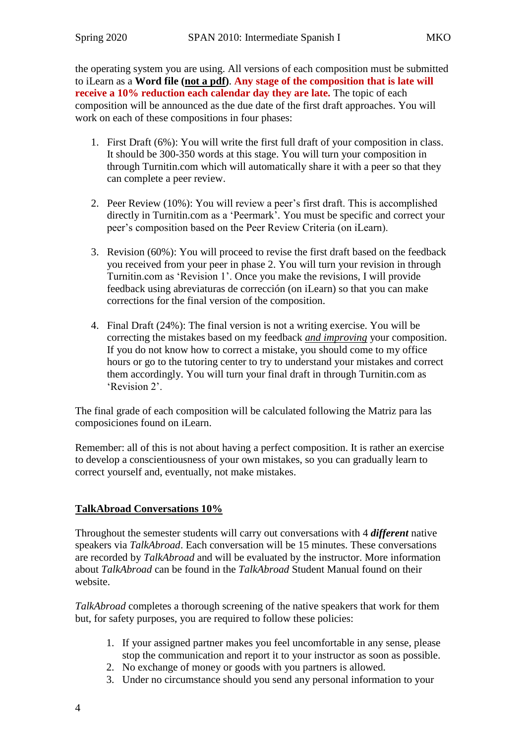the operating system you are using. All versions of each composition must be submitted to iLearn as a **Word file (<u>not a pdf</u>)**. **Any stage of the composition that is late will receive a 10% reduction each calendar day they are late.** The topic of each composition will be announced as the due date of the first draft approaches. You will work on each of these compositions in four phases:

1. First Draft (6%): You will write the first full draft of your composition in class. It should be 300-350 words at this stage. You will turn your composition in through Turnitin.com which will automatically share it with a peer so that they can complete a peer review.

2. Peer Review (10%): You will review a peer's first draft. This is accomplished directly in Turnitin.com as a 'Peermark'. You must be specific and correct your peer's composition based on the Peer Review Criteria (on iLearn).

3. Revision (60%): You will proceed to revise the first draft based on the feedback you received from your peer in phase 2. You will turn your revision in through Turnitin.com as 'Revision 1'. Once you make the revisions, I will provide feedback using abreviaturas de corrección (on iLearn) so that you can make corrections for the final version of the composition.

4. Final Draft (24%): The final version is not a writing exercise. You will be correcting the mistakes based on my feedback *<u>and improving</u>* your composition. If you do not know how to correct a mistake, you should come to my office hours or go to the tutoring center to try to understand your mistakes and correct them accordingly. You will turn your final draft in through Turnitin.com as 'Revision 2'.

The final grade of each composition will be calculated following the Matriz para las composiciones found on iLearn.

Remember: all of this is not about having a perfect composition. It is rather an exercise to develop a conscientiousness of your own mistakes, so you can gradually learn to correct yourself and, eventually, not make mistakes.

## <u>TalkAbroad Conversations 10%</u>

Throughout the semester students will carry out conversations with 4 ***different*** native speakers via *TalkAbroad*. Each conversation will be 15 minutes. These conversations are recorded by *TalkAbroad* and will be evaluated by the instructor. More information about *TalkAbroad* can be found in the *TalkAbroad* Student Manual found on their website.

*TalkAbroad* completes a thorough screening of the native speakers that work for them but, for safety purposes, you are required to follow these policies:

1. If your assigned partner makes you feel uncomfortable in any sense, please stop the communication and report it to your instructor as soon as possible.
2. No exchange of money or goods with you partners is allowed.
3. Under no circumstance should you send any personal information to your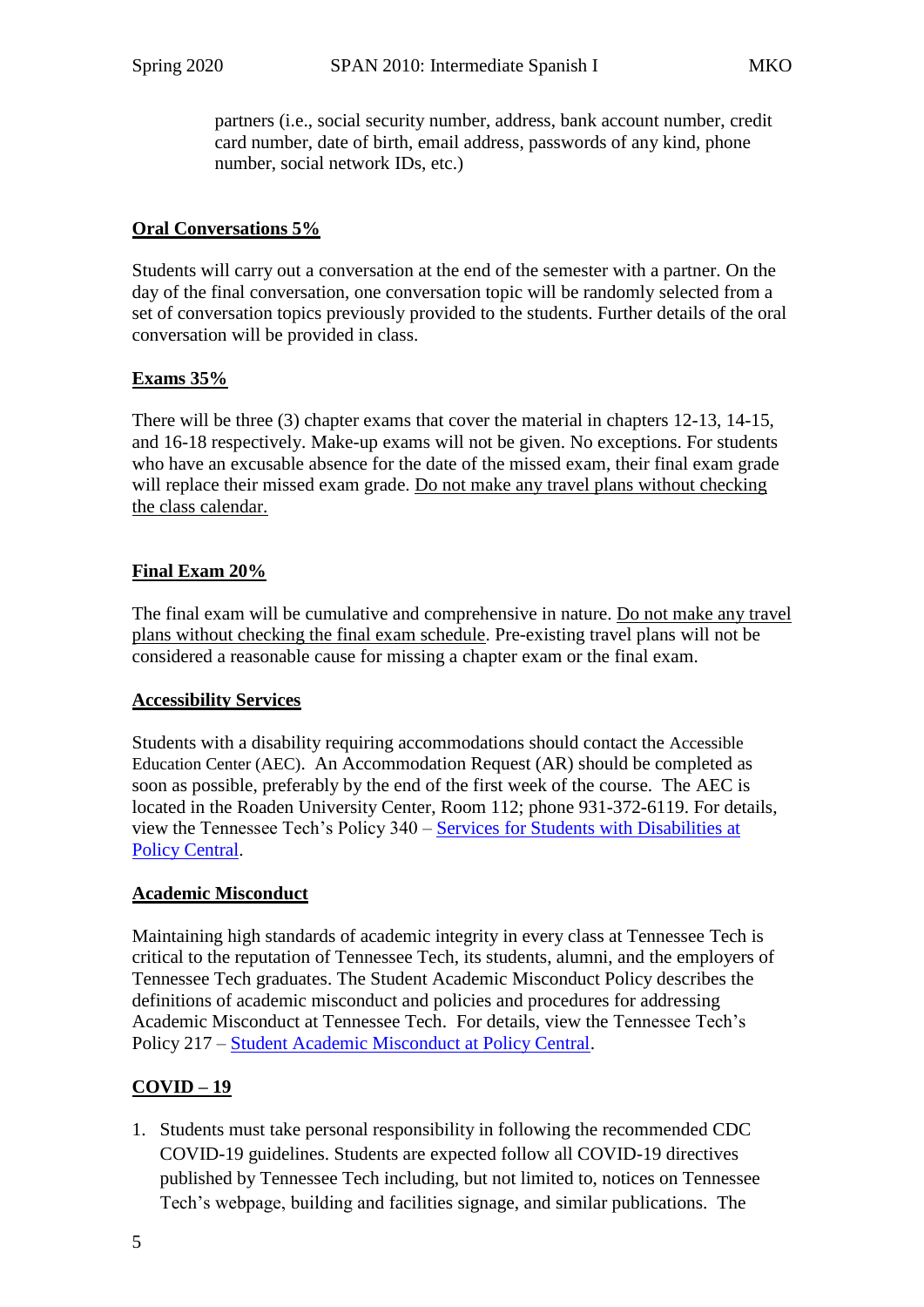partners (i.e., social security number, address, bank account number, credit card number, date of birth, email address, passwords of any kind, phone number, social network IDs, etc.)

**Oral Conversations 5%**

Students will carry out a conversation at the end of the semester with a partner. On the day of the final conversation, one conversation topic will be randomly selected from a set of conversation topics previously provided to the students. Further details of the oral conversation will be provided in class.

**Exams 35%**

There will be three (3) chapter exams that cover the material in chapters 12-13, 14-15, and 16-18 respectively. Make-up exams will not be given. No exceptions. For students who have an excusable absence for the date of the missed exam, their final exam grade will replace their missed exam grade. Do not make any travel plans without checking the class calendar.

**Final Exam 20%**

The final exam will be cumulative and comprehensive in nature. Do not make any travel plans without checking the final exam schedule. Pre-existing travel plans will not be considered a reasonable cause for missing a chapter exam or the final exam.

**Accessibility Services**

Students with a disability requiring accommodations should contact the Accessible Education Center (AEC). An Accommodation Request (AR) should be completed as soon as possible, preferably by the end of the first week of the course. The AEC is located in the Roaden University Center, Room 112; phone 931-372-6119. For details, view the Tennessee Tech's Policy 340 – Services for Students with Disabilities at Policy Central.

**Academic Misconduct**

Maintaining high standards of academic integrity in every class at Tennessee Tech is critical to the reputation of Tennessee Tech, its students, alumni, and the employers of Tennessee Tech graduates. The Student Academic Misconduct Policy describes the definitions of academic misconduct and policies and procedures for addressing Academic Misconduct at Tennessee Tech. For details, view the Tennessee Tech's Policy 217 – Student Academic Misconduct at Policy Central.

**COVID – 19**

1. Students must take personal responsibility in following the recommended CDC COVID-19 guidelines. Students are expected follow all COVID-19 directives published by Tennessee Tech including, but not limited to, notices on Tennessee Tech's webpage, building and facilities signage, and similar publications. The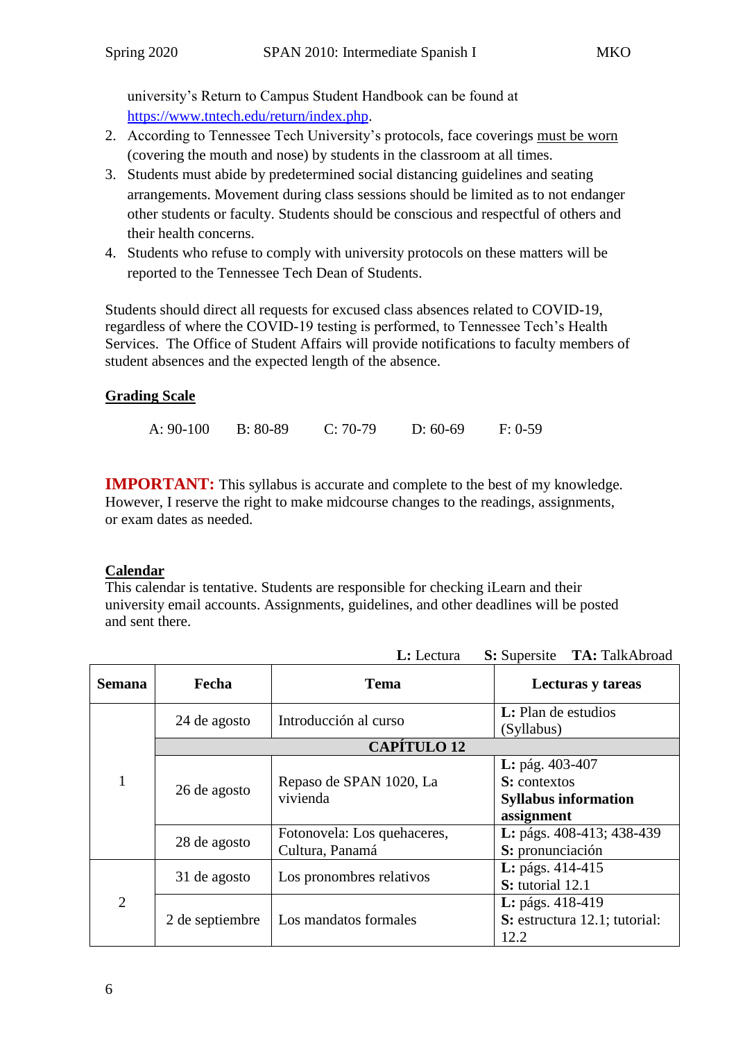university's Return to Campus Student Handbook can be found at [https://www.tntech.edu/return/index.php](https://www.tntech.edu/return/index.php).

2. According to Tennessee Tech University's protocols, face coverings must be worn (covering the mouth and nose) by students in the classroom at all times.
3. Students must abide by predetermined social distancing guidelines and seating arrangements. Movement during class sessions should be limited as to not endanger other students or faculty. Students should be conscious and respectful of others and their health concerns.
4. Students who refuse to comply with university protocols on these matters will be reported to the Tennessee Tech Dean of Students.

Students should direct all requests for excused class absences related to COVID-19, regardless of where the COVID-19 testing is performed, to Tennessee Tech's Health Services. The Office of Student Affairs will provide notifications to faculty members of student absences and the expected length of the absence.

## Grading Scale

A: 90-100 B: 80-89 C: 70-79 D: 60-69 F: 0-59

**IMPORTANT:** This syllabus is accurate and complete to the best of my knowledge. However, I reserve the right to make midcourse changes to the readings, assignments, or exam dates as needed.

## Calendar

This calendar is tentative. Students are responsible for checking iLearn and their university email accounts. Assignments, guidelines, and other deadlines will be posted and sent there.

**L:** Lectura **S:** Supersite **TA:** TalkAbroad

| Semana | Fecha | Tema | Lecturas y tareas |
|---|---|---|---|
| 1 | 24 de agosto | Introducción al curso | **L:** Plan de estudios (Syllabus) |
| | **CAPÍTULO 12** | | |
| | 26 de agosto | Repaso de SPAN 1020, La vivienda | **L:** pág. 403-407<br>**S:** contextos<br>**Syllabus information assignment** |
| | 28 de agosto | Fotonovela: Los quehaceres, Cultura, Panamá | **L:** págs. 408-413; 438-439<br>**S:** pronunciación |
| 2 | 31 de agosto | Los pronombres relativos | **L:** págs. 414-415<br>**S:** tutorial 12.1 |
| | 2 de septiembre | Los mandatos formales | **L:** págs. 418-419<br>**S:** estructura 12.1; tutorial: 12.2 |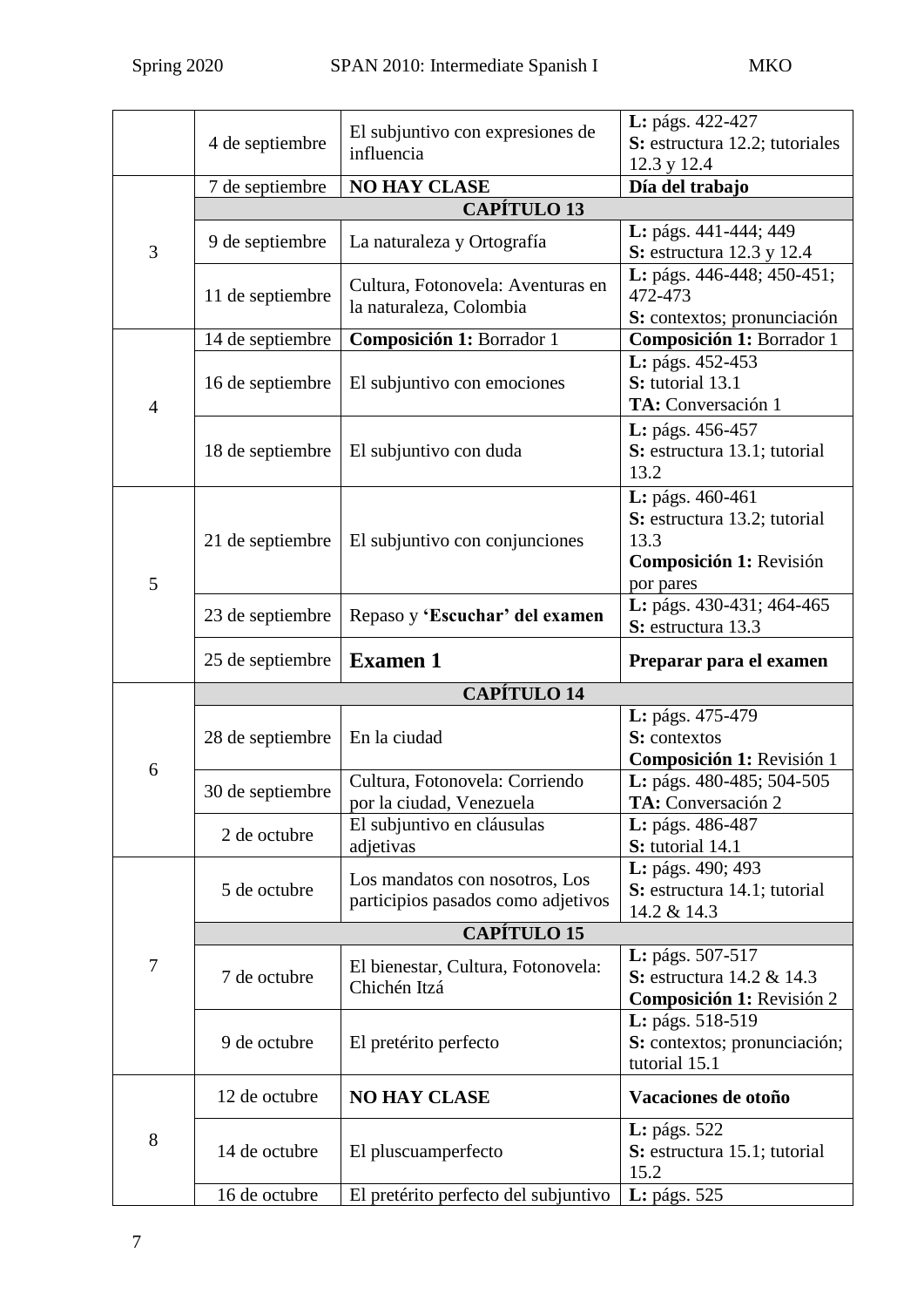| | | | |
|---|---|---|---|
| | 4 de septiembre | El subjuntivo con expresiones de influencia | **L:** págs. 422-427<br>**S:** estructura 12.2; tutoriales 12.3 y 12.4 |
| 3 | 7 de septiembre | **NO HAY CLASE** | **Día del trabajo** |
| | | **CAPÍTULO 13** | |
| | 9 de septiembre | La naturaleza y Ortografía | **L:** págs. 441-444; 449<br>**S:** estructura 12.3 y 12.4 |
| | 11 de septiembre | Cultura, Fotonovela: Aventuras en la naturaleza, Colombia | **L:** págs. 446-448; 450-451; 472-473<br>**S:** contextos; pronunciación |
| 4 | 14 de septiembre | **Composición 1:** Borrador 1 | **Composición 1:** Borrador 1 |
| | 16 de septiembre | El subjuntivo con emociones | **L:** págs. 452-453<br>**S:** tutorial 13.1<br>**TA:** Conversación 1 |
| | 18 de septiembre | El subjuntivo con duda | **L:** págs. 456-457<br>**S:** estructura 13.1; tutorial 13.2 |
| 5 | 21 de septiembre | El subjuntivo con conjunciones | **L:** págs. 460-461<br>**S:** estructura 13.2; tutorial 13.3<br>**Composición 1:** Revisión por pares |
| | 23 de septiembre | Repaso y **'Escuchar' del examen** | **L:** págs. 430-431; 464-465<br>**S:** estructura 13.3 |
| | 25 de septiembre | **Examen 1** | **Preparar para el examen** |
| 6 | | **CAPÍTULO 14** | |
| | 28 de septiembre | En la ciudad | **L:** págs. 475-479<br>**S:** contextos<br>**Composición 1:** Revisión 1 |
| | 30 de septiembre | Cultura, Fotonovela: Corriendo por la ciudad, Venezuela | **L:** págs. 480-485; 504-505<br>**TA:** Conversación 2 |
| | 2 de octubre | El subjuntivo en cláusulas adjetivas | **L:** págs. 486-487<br>**S:** tutorial 14.1 |
| 7 | 5 de octubre | Los mandatos con nosotros, Los participios pasados como adjetivos | **L:** págs. 490; 493<br>**S:** estructura 14.1; tutorial 14.2 & 14.3 |
| | | **CAPÍTULO 15** | |
| | 7 de octubre | El bienestar, Cultura, Fotonovela: Chichén Itzá | **L:** págs. 507-517<br>**S:** estructura 14.2 & 14.3<br>**Composición 1:** Revisión 2 |
| | 9 de octubre | El pretérito perfecto | **L:** págs. 518-519<br>**S:** contextos; pronunciación; tutorial 15.1 |
| 8 | 12 de octubre | **NO HAY CLASE** | **Vacaciones de otoño** |
| | 14 de octubre | El pluscuamperfecto | **L:** págs. 522<br>**S:** estructura 15.1; tutorial 15.2 |
| | 16 de octubre | El pretérito perfecto del subjuntivo | **L:** págs. 525 |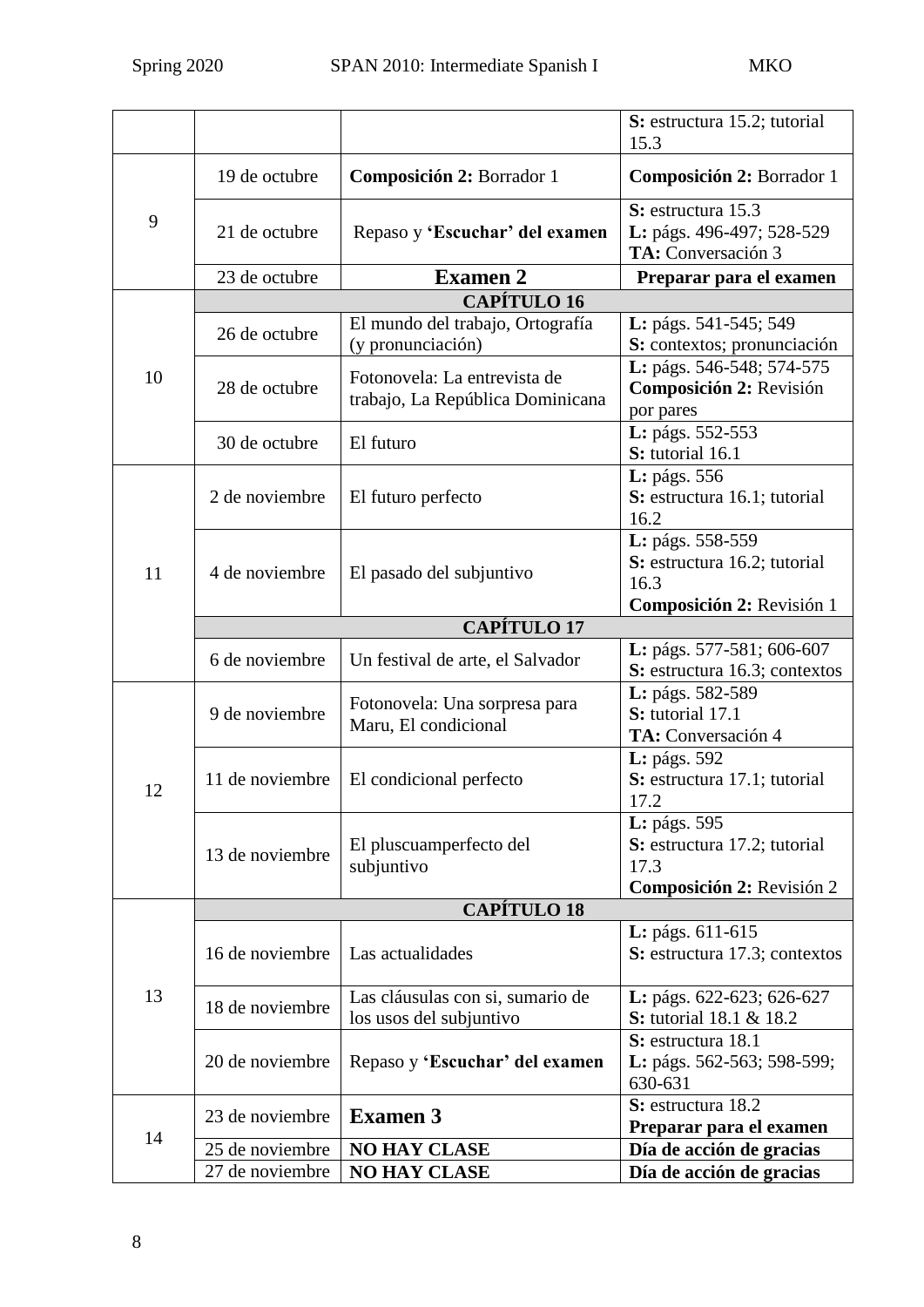| | | | |
|---|---|---|---|
| | | | **S:** estructura 15.2; tutorial 15.3 |
| 9 | 19 de octubre | **Composición 2:** Borrador 1 | **Composición 2:** Borrador 1 |
| | 21 de octubre | Repaso y **'Escuchar' del examen** | **S:** estructura 15.3<br>**L:** págs. 496-497; 528-529<br>**TA:** Conversación 3 |
| | 23 de octubre | **Examen 2** | **Preparar para el examen** |
| 10 | **CAPÍTULO 16** | | |
| | 26 de octubre | El mundo del trabajo, Ortografía (y pronunciación) | **L:** págs. 541-545; 549<br>**S:** contextos; pronunciación |
| | 28 de octubre | Fotonovela: La entrevista de trabajo, La República Dominicana | **L:** págs. 546-548; 574-575<br>**Composición 2:** Revisión por pares |
| | 30 de octubre | El futuro | **L:** págs. 552-553<br>**S:** tutorial 16.1 |
| 11 | 2 de noviembre | El futuro perfecto | **L:** págs. 556<br>**S:** estructura 16.1; tutorial 16.2 |
| | 4 de noviembre | El pasado del subjuntivo | **L:** págs. 558-559<br>**S:** estructura 16.2; tutorial 16.3<br>**Composición 2:** Revisión 1 |
| | **CAPÍTULO 17** | | |
| | 6 de noviembre | Un festival de arte, el Salvador | **L:** págs. 577-581; 606-607<br>**S:** estructura 16.3; contextos |
| 12 | 9 de noviembre | Fotonovela: Una sorpresa para Maru, El condicional | **L:** págs. 582-589<br>**S:** tutorial 17.1<br>**TA:** Conversación 4 |
| | 11 de noviembre | El condicional perfecto | **L:** págs. 592<br>**S:** estructura 17.1; tutorial 17.2 |
| | 13 de noviembre | El pluscuamperfecto del subjuntivo | **L:** págs. 595<br>**S:** estructura 17.2; tutorial 17.3<br>**Composición 2:** Revisión 2 |
| 13 | **CAPÍTULO 18** | | |
| | 16 de noviembre | Las actualidades | **L:** págs. 611-615<br>**S:** estructura 17.3; contextos |
| | 18 de noviembre | Las cláusulas con si, sumario de los usos del subjuntivo | **L:** págs. 622-623; 626-627<br>**S:** tutorial 18.1 & 18.2 |
| | 20 de noviembre | Repaso y **'Escuchar' del examen** | **S:** estructura 18.1<br>**L:** págs. 562-563; 598-599; 630-631 |
| 14 | 23 de noviembre | **Examen 3** | **S:** estructura 18.2<br>**Preparar para el examen** |
| | 25 de noviembre | **NO HAY CLASE** | **Día de acción de gracias** |
| | 27 de noviembre | **NO HAY CLASE** | **Día de acción de gracias** |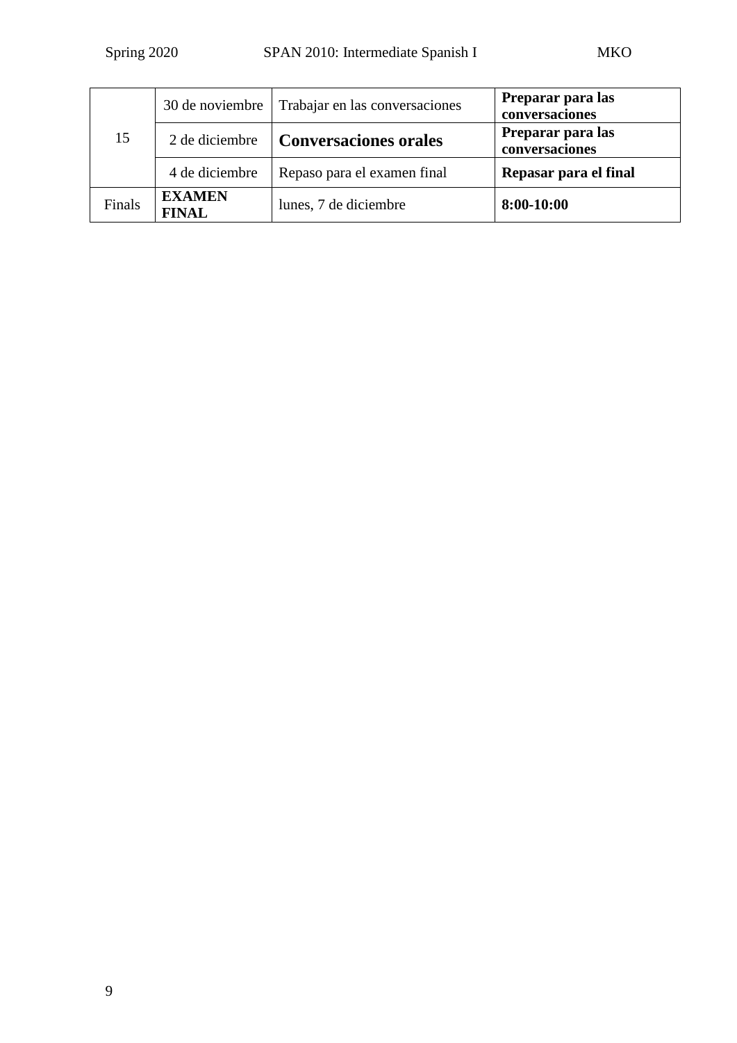| | | | |
|---|---|---|---|
| 15 | 30 de noviembre | Trabajar en las conversaciones | **Preparar para las conversaciones** |
| | 2 de diciembre | **Conversaciones orales** | **Preparar para las conversaciones** |
| | 4 de diciembre | Repaso para el examen final | **Repasar para el final** |
| Finals | **EXAMEN FINAL** | lunes, 7 de diciembre | **8:00-10:00** |